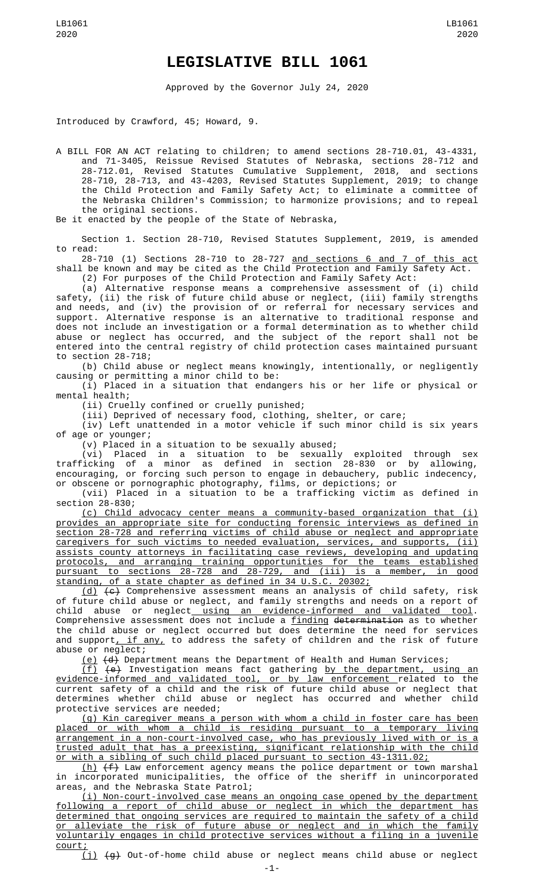# LEGISLATIVE BILL 1061

Approved by the Governor July 24, 2020

Introduced by Crawford, 45; Howard, 9.

A BILL FOR AN ACT relating to children; to amend sections 28-710.01, 43-4331, and 71-3405, Reissue Revised Statutes of Nebraska, sections 28-712 and 28-712.01, Revised Statutes Cumulative Supplement, 2018, and sections 28-710, 28-713, and 43-4203, Revised Statutes Supplement, 2019; to change the Child Protection and Family Safety Act; to eliminate a committee of the Nebraska Children's Commission; to harmonize provisions; and to repeal the original sections.

Be it enacted by the people of the State of Nebraska,

Section 1. Section 28-710, Revised Statutes Supplement, 2019, is amended to read:

28-710 (1) Sections 28-710 to 28-727 and sections 6 and 7 of this act shall be known and may be cited as the Child Protection and Family Safety Act.

(2) For purposes of the Child Protection and Family Safety Act:

(a) Alternative response means a comprehensive assessment of (i) child safety, (ii) the risk of future child abuse or neglect, (iii) family strengths and needs, and (iv) the provision of or referral for necessary services and support. Alternative response is an alternative to traditional response and does not include an investigation or a formal determination as to whether child abuse or neglect has occurred, and the subject of the report shall not be entered into the central registry of child protection cases maintained pursuant to section 28-718;

(b) Child abuse or neglect means knowingly, intentionally, or negligently causing or permitting a minor child to be:

(i) Placed in a situation that endangers his or her life or physical or mental health;

(ii) Cruelly confined or cruelly punished;

(iii) Deprived of necessary food, clothing, shelter, or care;

(iv) Left unattended in a motor vehicle if such minor child is six years of age or younger;

(v) Placed in a situation to be sexually abused;

(vi) Placed in a situation to be sexually exploited through sex trafficking of a minor as defined in section 28-830 or by allowing, encouraging, or forcing such person to engage in debauchery, public indecency, or obscene or pornographic photography, films, or depictions; or

(vii) Placed in a situation to be a trafficking victim as defined in section 28-830;

(c) Child advocacy center means a community-based organization that (i) provides an appropriate site for conducting forensic interviews as defined in section 28-728 and referring victims of child abuse or neglect and appropriate caregivers for such victims to needed evaluation, services, and supports, (ii) assists county attorneys in facilitating case reviews, developing and updating protocols, and arranging training opportunities for the teams established pursuant to sections 28-728 and 28-729, and (iii) is a member, in good standing, of a state chapter as defined in 34 U.S.C. 20302;

(d) ~~(c)~~ Comprehensive assessment means an analysis of child safety, risk of future child abuse or neglect, and family strengths and needs on a report of child abuse or neglect using an evidence-informed and validated tool. Comprehensive assessment does not include a finding ~~determination~~ as to whether the child abuse or neglect occurred but does determine the need for services and support, if any, to address the safety of children and the risk of future abuse or neglect;

(e) ~~(d)~~ Department means the Department of Health and Human Services;

(f) ~~(e)~~ Investigation means fact gathering by the department, using an evidence-informed and validated tool, or by law enforcement related to the current safety of a child and the risk of future child abuse or neglect that determines whether child abuse or neglect has occurred and whether child protective services are needed;

(g) Kin caregiver means a person with whom a child in foster care has been placed or with whom a child is residing pursuant to a temporary living arrangement in a non-court-involved case, who has previously lived with or is a trusted adult that has a preexisting, significant relationship with the child or with a sibling of such child placed pursuant to section 43-1311.02;

(h) ~~(f)~~ Law enforcement agency means the police department or town marshal in incorporated municipalities, the office of the sheriff in unincorporated areas, and the Nebraska State Patrol;

(i) Non-court-involved case means an ongoing case opened by the department following a report of child abuse or neglect in which the department has determined that ongoing services are required to maintain the safety of a child or alleviate the risk of future abuse or neglect and in which the family voluntarily engages in child protective services without a filing in a juvenile court;

(j) ~~(g)~~ Out-of-home child abuse or neglect means child abuse or neglect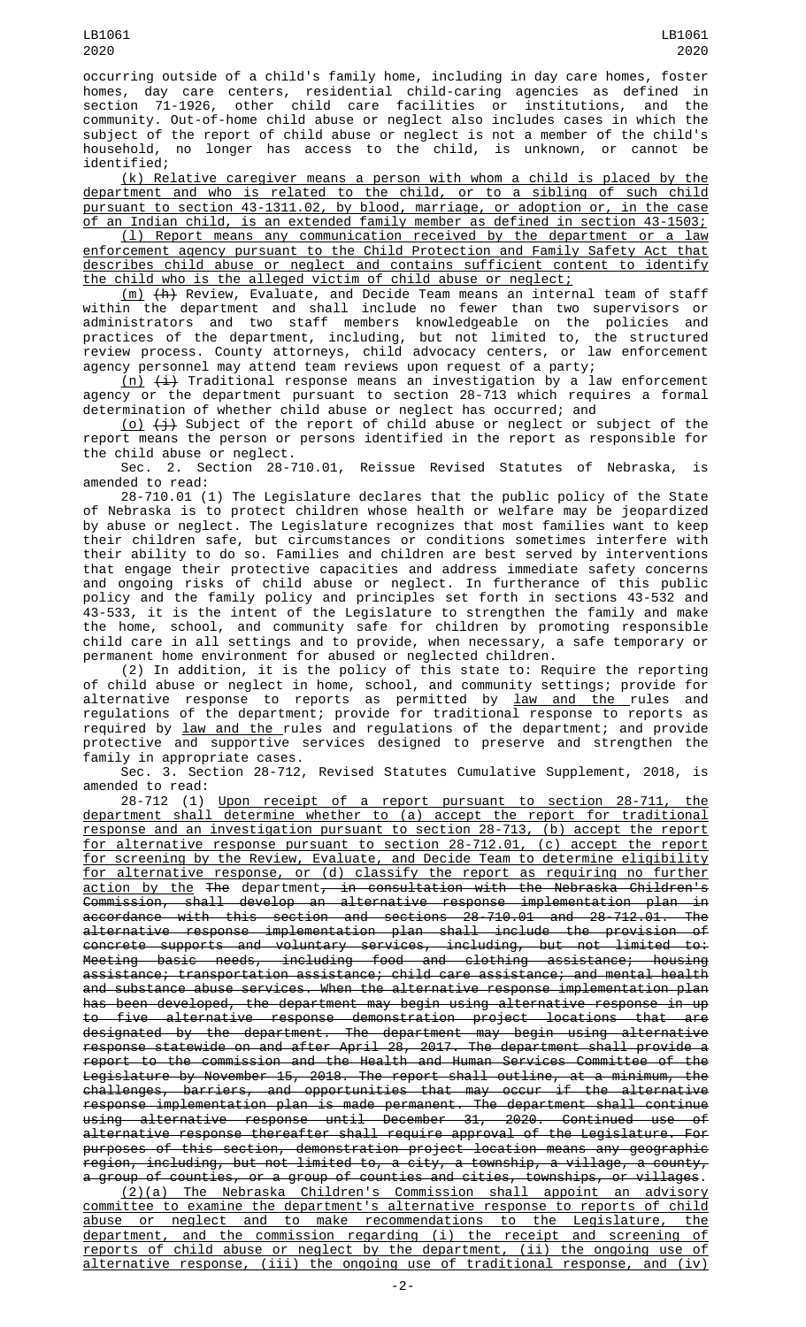occurring outside of a child's family home, including in day care homes, foster homes, day care centers, residential child-caring agencies as defined in section 71-1926, other child care facilities or institutions, and the community. Out-of-home child abuse or neglect also includes cases in which the subject of the report of child abuse or neglect is not a member of the child's household, no longer has access to the child, is unknown, or cannot be identified;

<u>(k) Relative caregiver means a person with whom a child is placed by the department and who is related to the child, or to a sibling of such child pursuant to section 43-1311.02, by blood, marriage, or adoption or, in the case of an Indian child, is an extended family member as defined in section 43-1503;</u>

<u>(l) Report means any communication received by the department or a law enforcement agency pursuant to the Child Protection and Family Safety Act that describes child abuse or neglect and contains sufficient content to identify the child who is the alleged victim of child abuse or neglect;</u>

<u>(m)</u> ~~(h)~~ Review, Evaluate, and Decide Team means an internal team of staff within the department and shall include no fewer than two supervisors or administrators and two staff members knowledgeable on the policies and practices of the department, including, but not limited to, the structured review process. County attorneys, child advocacy centers, or law enforcement agency personnel may attend team reviews upon request of a party;

<u>(n)</u> ~~(i)~~ Traditional response means an investigation by a law enforcement agency or the department pursuant to section 28-713 which requires a formal determination of whether child abuse or neglect has occurred; and

<u>(o)</u> ~~(j)~~ Subject of the report of child abuse or neglect or subject of the report means the person or persons identified in the report as responsible for the child abuse or neglect.

Sec. 2. Section 28-710.01, Reissue Revised Statutes of Nebraska, is amended to read:

28-710.01 (1) The Legislature declares that the public policy of the State of Nebraska is to protect children whose health or welfare may be jeopardized by abuse or neglect. The Legislature recognizes that most families want to keep their children safe, but circumstances or conditions sometimes interfere with their ability to do so. Families and children are best served by interventions that engage their protective capacities and address immediate safety concerns and ongoing risks of child abuse or neglect. In furtherance of this public policy and the family policy and principles set forth in sections 43-532 and 43-533, it is the intent of the Legislature to strengthen the family and make the home, school, and community safe for children by promoting responsible child care in all settings and to provide, when necessary, a safe temporary or permanent home environment for abused or neglected children.

(2) In addition, it is the policy of this state to: Require the reporting of child abuse or neglect in home, school, and community settings; provide for alternative response to reports as permitted by <u>law and the</u> rules and regulations of the department; provide for traditional response to reports as required by <u>law and the</u> rules and regulations of the department; and provide protective and supportive services designed to preserve and strengthen the family in appropriate cases.

Sec. 3. Section 28-712, Revised Statutes Cumulative Supplement, 2018, is amended to read:

28-712 (1) <u>Upon receipt of a report pursuant to section 28-711, the department shall determine whether to (a) accept the report for traditional response and an investigation pursuant to section 28-713, (b) accept the report for alternative response pursuant to section 28-712.01, (c) accept the report for screening by the Review, Evaluate, and Decide Team to determine eligibility for alternative response, or (d) classify the report as requiring no further action by the</u> ~~The~~ department~~, in consultation with the Nebraska Children's Commission, shall develop an alternative response implementation plan in accordance with this section and sections 28-710.01 and 28-712.01. The alternative response implementation plan shall include the provision of concrete supports and voluntary services, including, but not limited to: Meeting basic needs, including food and clothing assistance; housing assistance; transportation assistance; child care assistance; and mental health and substance abuse services. When the alternative response implementation plan has been developed, the department may begin using alternative response in up to five alternative response demonstration project locations that are designated by the department. The department may begin using alternative response statewide on and after April 28, 2017. The department shall provide a report to the commission and the Health and Human Services Committee of the Legislature by November 15, 2018. The report shall outline, at a minimum, the challenges, barriers, and opportunities that may occur if the alternative response implementation plan is made permanent. The department shall continue using alternative response until December 31, 2020. Continued use of alternative response thereafter shall require approval of the Legislature. For purposes of this section, demonstration project location means any geographic region, including, but not limited to, a city, a township, a village, a county, a group of counties, or a group of counties and cities, townships, or villages~~.

<u>(2)(a) The Nebraska Children's Commission shall appoint an advisory committee to examine the department's alternative response to reports of child abuse or neglect and to make recommendations to the Legislature, the department, and the commission regarding (i) the receipt and screening of reports of child abuse or neglect by the department, (ii) the ongoing use of alternative response, (iii) the ongoing use of traditional response, and (iv)</u>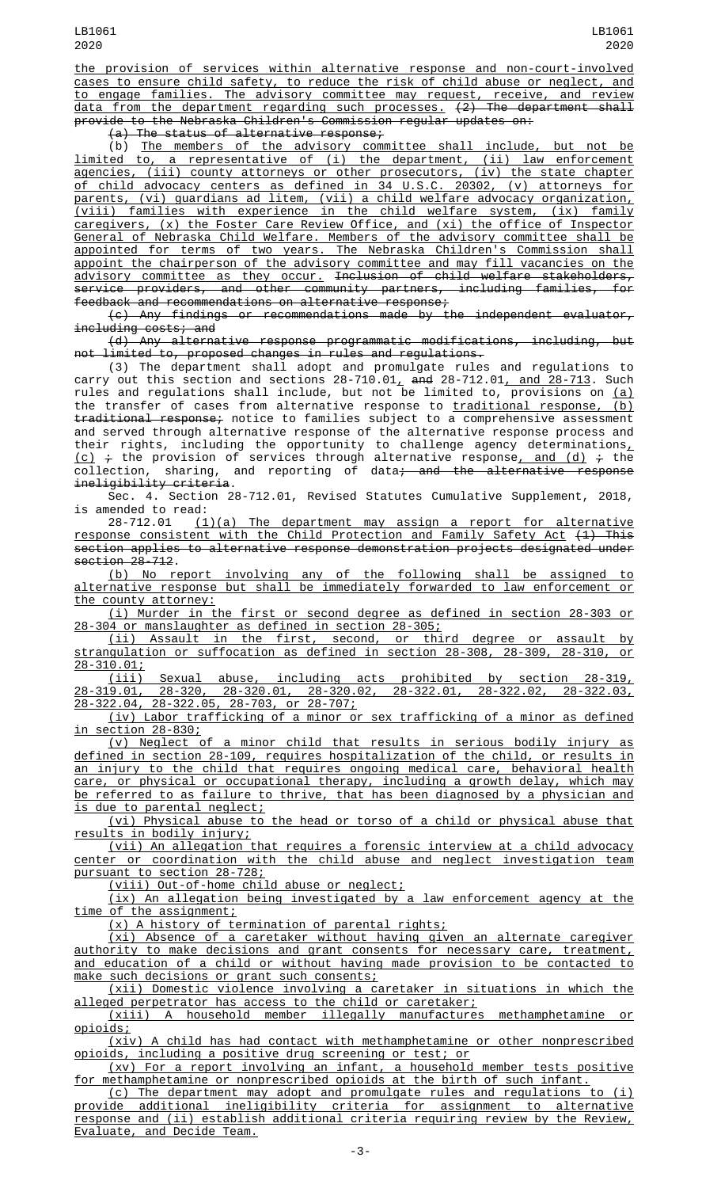the provision of services within alternative response and non-court-involved cases to ensure child safety, to reduce the risk of child abuse or neglect, and to engage families. The advisory committee may request, receive, and review data from the department regarding such processes. (2) The department shall provide to the Nebraska Children's Commission regular updates on:

(a) The status of alternative response;

(b) The members of the advisory committee shall include, but not be limited to, a representative of (i) the department, (ii) law enforcement agencies, (iii) county attorneys or other prosecutors, (iv) the state chapter of child advocacy centers as defined in 34 U.S.C. 20302, (v) attorneys for parents, (vi) guardians ad litem, (vii) a child welfare advocacy organization, (viii) families with experience in the child welfare system, (ix) family caregivers, (x) the Foster Care Review Office, and (xi) the office of Inspector General of Nebraska Child Welfare. Members of the advisory committee shall be appointed for terms of two years. The Nebraska Children's Commission shall appoint the chairperson of the advisory committee and may fill vacancies on the advisory committee as they occur. Inclusion of child welfare stakeholders, service providers, and other community partners, including families, for feedback and recommendations on alternative response;

(c) Any findings or recommendations made by the independent evaluator, including costs; and

(d) Any alternative response programmatic modifications, including, but not limited to, proposed changes in rules and regulations.

(3) The department shall adopt and promulgate rules and regulations to carry out this section and sections 28-710.01, and 28-712.01, and 28-713. Such rules and regulations shall include, but not be limited to, provisions on (a) the transfer of cases from alternative response to traditional response, (b) traditional response; notice to families subject to a comprehensive assessment and served through alternative response of the alternative response process and their rights, including the opportunity to challenge agency determinations, (c) ; the provision of services through alternative response, and (d) ; the collection, sharing, and reporting of data; and the alternative response ineligibility criteria.

Sec. 4. Section 28-712.01, Revised Statutes Cumulative Supplement, 2018, is amended to read:

28-712.01 (1)(a) The department may assign a report for alternative response consistent with the Child Protection and Family Safety Act (1) This section applies to alternative response demonstration projects designated under section 28-712.

(b) No report involving any of the following shall be assigned to alternative response but shall be immediately forwarded to law enforcement or the county attorney:

(i) Murder in the first or second degree as defined in section 28-303 or 28-304 or manslaughter as defined in section 28-305;

(ii) Assault in the first, second, or third degree or assault by strangulation or suffocation as defined in section 28-308, 28-309, 28-310, or 28-310.01;

(iii) Sexual abuse, including acts prohibited by section 28-319, 28-319.01, 28-320, 28-320.01, 28-320.02, 28-322.01, 28-322.02, 28-322.03, 28-322.04, 28-322.05, 28-703, or 28-707;

(iv) Labor trafficking of a minor or sex trafficking of a minor as defined in section 28-830;

(v) Neglect of a minor child that results in serious bodily injury as defined in section 28-109, requires hospitalization of the child, or results in an injury to the child that requires ongoing medical care, behavioral health care, or physical or occupational therapy, including a growth delay, which may be referred to as failure to thrive, that has been diagnosed by a physician and is due to parental neglect;

(vi) Physical abuse to the head or torso of a child or physical abuse that results in bodily injury;

(vii) An allegation that requires a forensic interview at a child advocacy center or coordination with the child abuse and neglect investigation team pursuant to section 28-728;

(viii) Out-of-home child abuse or neglect;

(ix) An allegation being investigated by a law enforcement agency at the time of the assignment;

(x) A history of termination of parental rights;

(xi) Absence of a caretaker without having given an alternate caregiver authority to make decisions and grant consents for necessary care, treatment, and education of a child or without having made provision to be contacted to make such decisions or grant such consents;

(xii) Domestic violence involving a caretaker in situations in which the alleged perpetrator has access to the child or caretaker;

(xiii) A household member illegally manufactures methamphetamine or opioids;

(xiv) A child has had contact with methamphetamine or other nonprescribed opioids, including a positive drug screening or test; or

(xv) For a report involving an infant, a household member tests positive for methamphetamine or nonprescribed opioids at the birth of such infant.

(c) The department may adopt and promulgate rules and regulations to (i) provide additional ineligibility criteria for assignment to alternative response and (ii) establish additional criteria requiring review by the Review, Evaluate, and Decide Team.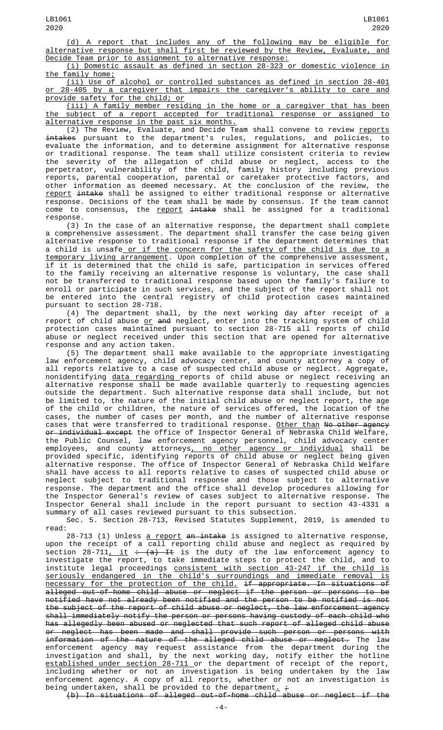(d) A report that includes any of the following may be eligible for alternative response but shall first be reviewed by the Review, Evaluate, and Decide Team prior to assignment to alternative response:

(i) Domestic assault as defined in section 28-323 or domestic violence in the family home;

(ii) Use of alcohol or controlled substances as defined in section 28-401 or 28-405 by a caregiver that impairs the caregiver's ability to care and provide safety for the child; or

(iii) A family member residing in the home or a caregiver that has been the subject of a report accepted for traditional response or assigned to alternative response in the past six months.

(2) The Review, Evaluate, and Decide Team shall convene to review reports ~~intakes~~ pursuant to the department's rules, regulations, and policies, to evaluate the information, and to determine assignment for alternative response or traditional response. The team shall utilize consistent criteria to review the severity of the allegation of child abuse or neglect, access to the perpetrator, vulnerability of the child, family history including previous reports, parental cooperation, parental or caretaker protective factors, and other information as deemed necessary. At the conclusion of the review, the report ~~intake~~ shall be assigned to either traditional response or alternative response. Decisions of the team shall be made by consensus. If the team cannot come to consensus, the report ~~intake~~ shall be assigned for a traditional response.

(3) In the case of an alternative response, the department shall complete a comprehensive assessment. The department shall transfer the case being given alternative response to traditional response if the department determines that a child is unsafe or if the concern for the safety of the child is due to a temporary living arrangement. Upon completion of the comprehensive assessment, if it is determined that the child is safe, participation in services offered to the family receiving an alternative response is voluntary, the case shall not be transferred to traditional response based upon the family's failure to enroll or participate in such services, and the subject of the report shall not be entered into the central registry of child protection cases maintained pursuant to section 28-718.

(4) The department shall, by the next working day after receipt of a report of child abuse or ~~and~~ neglect, enter into the tracking system of child protection cases maintained pursuant to section 28-715 all reports of child abuse or neglect received under this section that are opened for alternative response and any action taken.

(5) The department shall make available to the appropriate investigating law enforcement agency, child advocacy center, and county attorney a copy of all reports relative to a case of suspected child abuse or neglect. Aggregate, nonidentifying data regarding reports of child abuse or neglect receiving an alternative response shall be made available quarterly to requesting agencies outside the department. Such alternative response data shall include, but not be limited to, the nature of the initial child abuse or neglect report, the age of the child or children, the nature of services offered, the location of the cases, the number of cases per month, and the number of alternative response cases that were transferred to traditional response. Other than ~~No other agency or individual except~~ the office of Inspector General of Nebraska Child Welfare, the Public Counsel, law enforcement agency personnel, child advocacy center employees, and county attorneys, no other agency or individual shall be provided specific, identifying reports of child abuse or neglect being given alternative response. The office of Inspector General of Nebraska Child Welfare shall have access to all reports relative to cases of suspected child abuse or neglect subject to traditional response and those subject to alternative response. The department and the office shall develop procedures allowing for the Inspector General's review of cases subject to alternative response. The Inspector General shall include in the report pursuant to section 43-4331 a summary of all cases reviewed pursuant to this subsection.

Sec. 5. Section 28-713, Revised Statutes Supplement, 2019, is amended to read:

28-713 (1) Unless a report ~~an intake~~ is assigned to alternative response, upon the receipt of a call reporting child abuse and neglect as required by section 28-711, it ~~: (a) It~~ is the duty of the law enforcement agency to investigate the report, to take immediate steps to protect the child, and to institute legal proceedings consistent with section 43-247 if the child is seriously endangered in the child's surroundings and immediate removal is necessary for the protection of the child. ~~if appropriate. In situations of alleged out-of-home child abuse or neglect if the person or persons to be notified have not already been notified and the person to be notified is not the subject of the report of child abuse or neglect, the law enforcement agency shall immediately notify the person or persons having custody of each child who has allegedly been abused or neglected that such report of alleged child abuse or neglect has been made and shall provide such person or persons with information of the nature of the alleged child abuse or neglect.~~ The law enforcement agency may request assistance from the department during the investigation and shall, by the next working day, notify either the hotline established under section 28-711 or the department of receipt of the report, including whether or not an investigation is being undertaken by the law enforcement agency. A copy of all reports, whether or not an investigation is being undertaken, shall be provided to the department. ~~;~~

~~(b) In situations of alleged out-of-home child abuse or neglect if the~~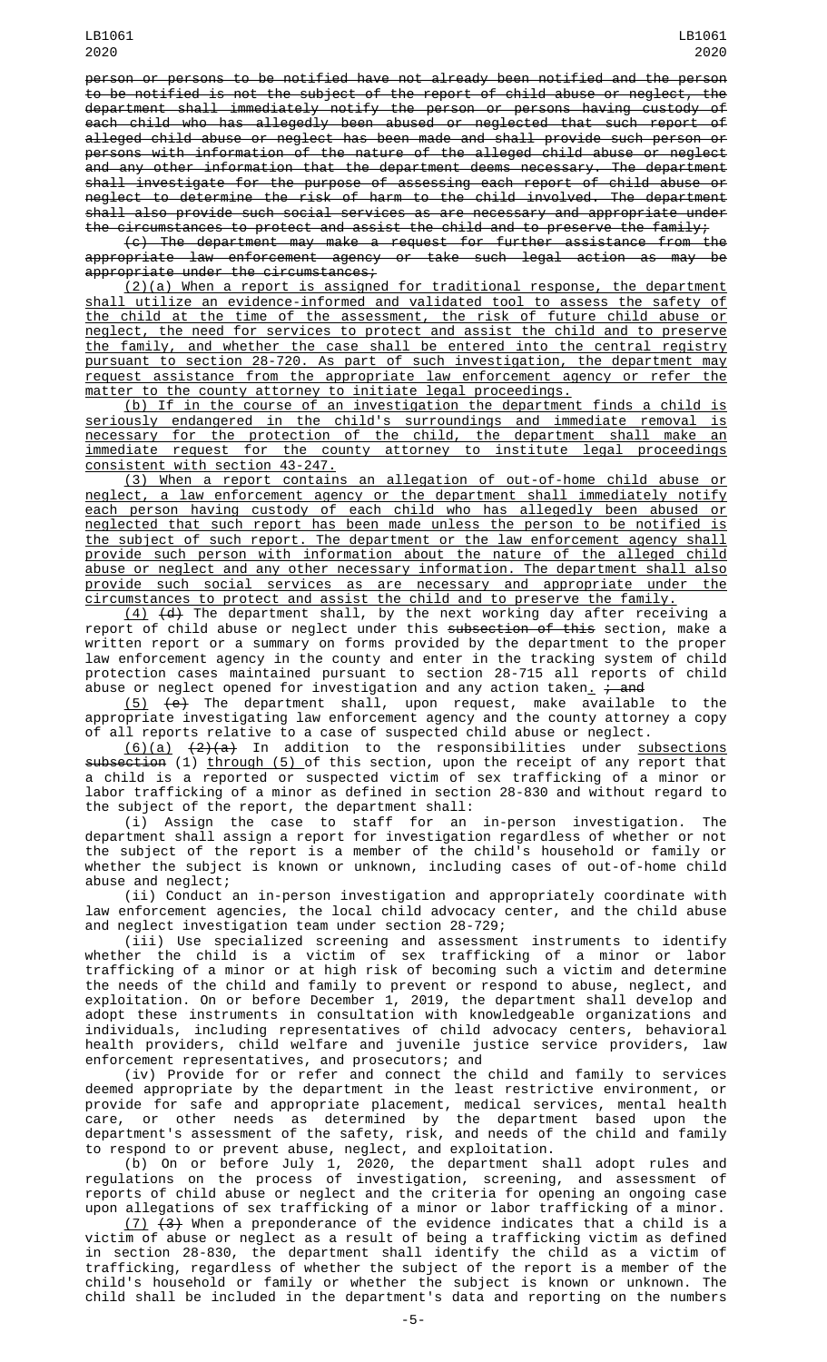person or persons to be notified have not already been notified and the person to be notified is not the subject of the report of child abuse or neglect, the department shall immediately notify the person or persons having custody of each child who has allegedly been abused or neglected that such report of alleged child abuse or neglect has been made and shall provide such person or persons with information of the nature of the alleged child abuse or neglect and any other information that the department deems necessary. The department shall investigate for the purpose of assessing each report of child abuse or neglect to determine the risk of harm to the child involved. The department shall also provide such social services as are necessary and appropriate under the circumstances to protect and assist the child and to preserve the family;

(c) The department may make a request for further assistance from the appropriate law enforcement agency or take such legal action as may be appropriate under the circumstances;

(2)(a) When a report is assigned for traditional response, the department shall utilize an evidence-informed and validated tool to assess the safety of the child at the time of the assessment, the risk of future child abuse or neglect, the need for services to protect and assist the child and to preserve the family, and whether the case shall be entered into the central registry pursuant to section 28-720. As part of such investigation, the department may request assistance from the appropriate law enforcement agency or refer the matter to the county attorney to initiate legal proceedings.

(b) If in the course of an investigation the department finds a child is seriously endangered in the child's surroundings and immediate removal is necessary for the protection of the child, the department shall make an immediate request for the county attorney to institute legal proceedings consistent with section 43-247.

(3) When a report contains an allegation of out-of-home child abuse or neglect, a law enforcement agency or the department shall immediately notify each person having custody of each child who has allegedly been abused or neglected that such report has been made unless the person to be notified is the subject of such report. The department or the law enforcement agency shall provide such person with information about the nature of the alleged child abuse or neglect and any other necessary information. The department shall also provide such social services as are necessary and appropriate under the circumstances to protect and assist the child and to preserve the family.

(4) (d) The department shall, by the next working day after receiving a report of child abuse or neglect under this subsection of this section, make a written report or a summary on forms provided by the department to the proper law enforcement agency in the county and enter in the tracking system of child protection cases maintained pursuant to section 28-715 all reports of child abuse or neglect opened for investigation and any action taken. ; and

(5) (e) The department shall, upon request, make available to the appropriate investigating law enforcement agency and the county attorney a copy of all reports relative to a case of suspected child abuse or neglect.

(6)(a) (2)(a) In addition to the responsibilities under subsections subsection (1) through (5) of this section, upon the receipt of any report that a child is a reported or suspected victim of sex trafficking of a minor or labor trafficking of a minor as defined in section 28-830 and without regard to the subject of the report, the department shall:

(i) Assign the case to staff for an in-person investigation. The department shall assign a report for investigation regardless of whether or not the subject of the report is a member of the child's household or family or whether the subject is known or unknown, including cases of out-of-home child abuse and neglect;

(ii) Conduct an in-person investigation and appropriately coordinate with law enforcement agencies, the local child advocacy center, and the child abuse and neglect investigation team under section 28-729;

(iii) Use specialized screening and assessment instruments to identify whether the child is a victim of sex trafficking of a minor or labor trafficking of a minor or at high risk of becoming such a victim and determine the needs of the child and family to prevent or respond to abuse, neglect, and exploitation. On or before December 1, 2019, the department shall develop and adopt these instruments in consultation with knowledgeable organizations and individuals, including representatives of child advocacy centers, behavioral health providers, child welfare and juvenile justice service providers, law enforcement representatives, and prosecutors; and

(iv) Provide for or refer and connect the child and family to services deemed appropriate by the department in the least restrictive environment, or provide for safe and appropriate placement, medical services, mental health care, or other needs as determined by the department based upon the department's assessment of the safety, risk, and needs of the child and family to respond to or prevent abuse, neglect, and exploitation.

(b) On or before July 1, 2020, the department shall adopt rules and regulations on the process of investigation, screening, and assessment of reports of child abuse or neglect and the criteria for opening an ongoing case upon allegations of sex trafficking of a minor or labor trafficking of a minor.

(7) (3) When a preponderance of the evidence indicates that a child is a victim of abuse or neglect as a result of being a trafficking victim as defined in section 28-830, the department shall identify the child as a victim of trafficking, regardless of whether the subject of the report is a member of the child's household or family or whether the subject is known or unknown. The child shall be included in the department's data and reporting on the numbers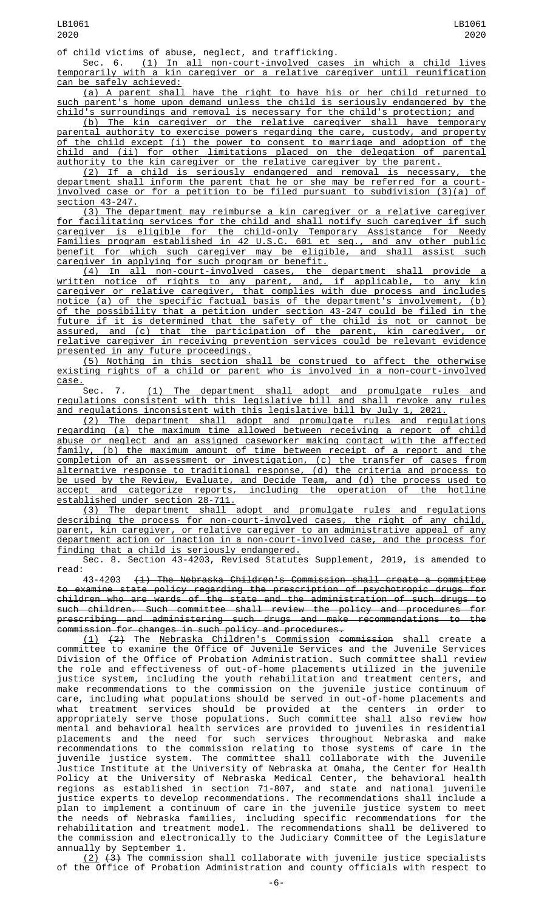of child victims of abuse, neglect, and trafficking.

Sec. 6. (1) In all non-court-involved cases in which a child lives temporarily with a kin caregiver or a relative caregiver until reunification can be safely achieved:

(a) A parent shall have the right to have his or her child returned to such parent's home upon demand unless the child is seriously endangered by the child's surroundings and removal is necessary for the child's protection; and

(b) The kin caregiver or the relative caregiver shall have temporary parental authority to exercise powers regarding the care, custody, and property of the child except (i) the power to consent to marriage and adoption of the child and (ii) for other limitations placed on the delegation of parental authority to the kin caregiver or the relative caregiver by the parent.

(2) If a child is seriously endangered and removal is necessary, the department shall inform the parent that he or she may be referred for a court-involved case or for a petition to be filed pursuant to subdivision (3)(a) of section 43-247.

(3) The department may reimburse a kin caregiver or a relative caregiver for facilitating services for the child and shall notify such caregiver if such caregiver is eligible for the child-only Temporary Assistance for Needy Families program established in 42 U.S.C. 601 et seq., and any other public benefit for which such caregiver may be eligible, and shall assist such caregiver in applying for such program or benefit.

(4) In all non-court-involved cases, the department shall provide a written notice of rights to any parent, and, if applicable, to any kin caregiver or relative caregiver, that complies with due process and includes notice (a) of the specific factual basis of the department's involvement, (b) of the possibility that a petition under section 43-247 could be filed in the future if it is determined that the safety of the child is not or cannot be assured, and (c) that the participation of the parent, kin caregiver, or relative caregiver in receiving prevention services could be relevant evidence presented in any future proceedings.

(5) Nothing in this section shall be construed to affect the otherwise existing rights of a child or parent who is involved in a non-court-involved case.

Sec. 7. (1) The department shall adopt and promulgate rules and regulations consistent with this legislative bill and shall revoke any rules and regulations inconsistent with this legislative bill by July 1, 2021.

(2) The department shall adopt and promulgate rules and regulations regarding (a) the maximum time allowed between receiving a report of child abuse or neglect and an assigned caseworker making contact with the affected family, (b) the maximum amount of time between receipt of a report and the completion of an assessment or investigation, (c) the transfer of cases from alternative response to traditional response, (d) the criteria and process to be used by the Review, Evaluate, and Decide Team, and (d) the process used to accept and categorize reports, including the operation of the hotline established under section 28-711.

(3) The department shall adopt and promulgate rules and regulations describing the process for non-court-involved cases, the right of any child, parent, kin caregiver, or relative caregiver to an administrative appeal of any department action or inaction in a non-court-involved case, and the process for finding that a child is seriously endangered.

Sec. 8. Section 43-4203, Revised Statutes Supplement, 2019, is amended to read:

43-4203 ~~(1) The Nebraska Children's Commission shall create a committee to examine state policy regarding the prescription of psychotropic drugs for children who are wards of the state and the administration of such drugs to such children. Such committee shall review the policy and procedures for prescribing and administering such drugs and make recommendations to the commission for changes in such policy and procedures.~~

(1) ~~(2)~~ The Nebraska Children's Commission ~~commission~~ shall create a committee to examine the Office of Juvenile Services and the Juvenile Services Division of the Office of Probation Administration. Such committee shall review the role and effectiveness of out-of-home placements utilized in the juvenile justice system, including the youth rehabilitation and treatment centers, and make recommendations to the commission on the juvenile justice continuum of care, including what populations should be served in out-of-home placements and what treatment services should be provided at the centers in order to appropriately serve those populations. Such committee shall also review how mental and behavioral health services are provided to juveniles in residential placements and the need for such services throughout Nebraska and make recommendations to the commission relating to those systems of care in the juvenile justice system. The committee shall collaborate with the Juvenile Justice Institute at the University of Nebraska at Omaha, the Center for Health Policy at the University of Nebraska Medical Center, the behavioral health regions as established in section 71-807, and state and national juvenile justice experts to develop recommendations. The recommendations shall include a plan to implement a continuum of care in the juvenile justice system to meet the needs of Nebraska families, including specific recommendations for the rehabilitation and treatment model. The recommendations shall be delivered to the commission and electronically to the Judiciary Committee of the Legislature annually by September 1.

(2) ~~(3)~~ The commission shall collaborate with juvenile justice specialists of the Office of Probation Administration and county officials with respect to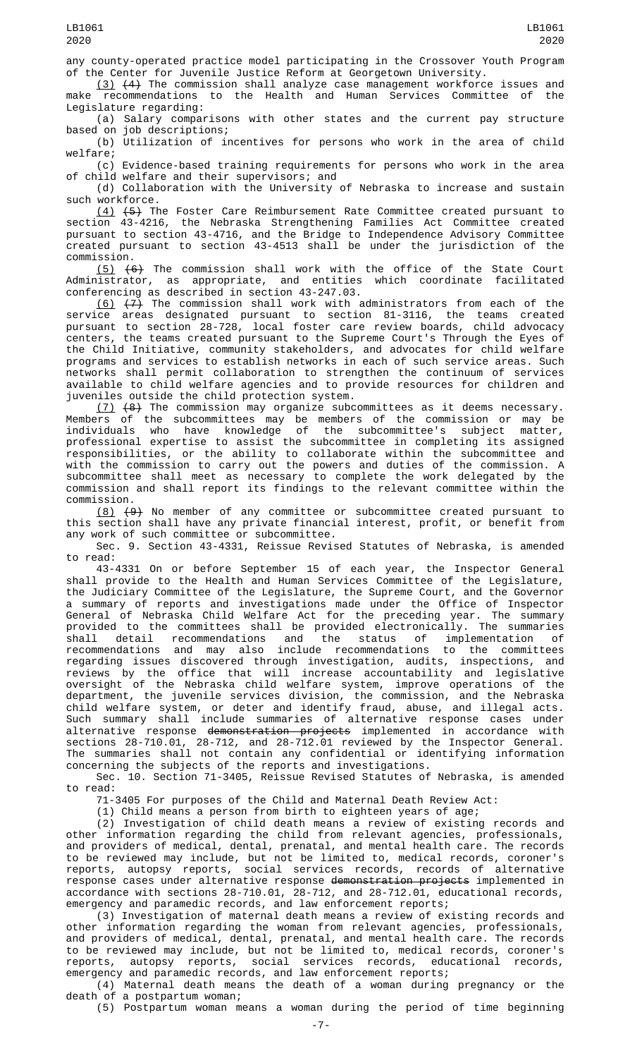any county-operated practice model participating in the Crossover Youth Program of the Center for Juvenile Justice Reform at Georgetown University.

(3) ~~(4)~~ The commission shall analyze case management workforce issues and make recommendations to the Health and Human Services Committee of the Legislature regarding:

(a) Salary comparisons with other states and the current pay structure based on job descriptions;

(b) Utilization of incentives for persons who work in the area of child welfare;

(c) Evidence-based training requirements for persons who work in the area of child welfare and their supervisors; and

(d) Collaboration with the University of Nebraska to increase and sustain such workforce.

(4) ~~(5)~~ The Foster Care Reimbursement Rate Committee created pursuant to section 43-4216, the Nebraska Strengthening Families Act Committee created pursuant to section 43-4716, and the Bridge to Independence Advisory Committee created pursuant to section 43-4513 shall be under the jurisdiction of the commission.

(5) ~~(6)~~ The commission shall work with the office of the State Court Administrator, as appropriate, and entities which coordinate facilitated conferencing as described in section 43-247.03.

(6) ~~(7)~~ The commission shall work with administrators from each of the service areas designated pursuant to section 81-3116, the teams created pursuant to section 28-728, local foster care review boards, child advocacy centers, the teams created pursuant to the Supreme Court's Through the Eyes of the Child Initiative, community stakeholders, and advocates for child welfare programs and services to establish networks in each of such service areas. Such networks shall permit collaboration to strengthen the continuum of services available to child welfare agencies and to provide resources for children and juveniles outside the child protection system.

(7) ~~(8)~~ The commission may organize subcommittees as it deems necessary. Members of the subcommittees may be members of the commission or may be individuals who have knowledge of the subcommittee's subject matter, professional expertise to assist the subcommittee in completing its assigned responsibilities, or the ability to collaborate within the subcommittee and with the commission to carry out the powers and duties of the commission. A subcommittee shall meet as necessary to complete the work delegated by the commission and shall report its findings to the relevant committee within the commission.

(8) ~~(9)~~ No member of any committee or subcommittee created pursuant to this section shall have any private financial interest, profit, or benefit from any work of such committee or subcommittee.

Sec. 9. Section 43-4331, Reissue Revised Statutes of Nebraska, is amended to read:

43-4331 On or before September 15 of each year, the Inspector General shall provide to the Health and Human Services Committee of the Legislature, the Judiciary Committee of the Legislature, the Supreme Court, and the Governor a summary of reports and investigations made under the Office of Inspector General of Nebraska Child Welfare Act for the preceding year. The summary provided to the committees shall be provided electronically. The summaries shall detail recommendations and the status of implementation of recommendations and may also include recommendations to the committees regarding issues discovered through investigation, audits, inspections, and reviews by the office that will increase accountability and legislative oversight of the Nebraska child welfare system, improve operations of the department, the juvenile services division, the commission, and the Nebraska child welfare system, or deter and identify fraud, abuse, and illegal acts. Such summary shall include summaries of alternative response cases under alternative response ~~demonstration projects~~ implemented in accordance with sections 28-710.01, 28-712, and 28-712.01 reviewed by the Inspector General. The summaries shall not contain any confidential or identifying information concerning the subjects of the reports and investigations.

Sec. 10. Section 71-3405, Reissue Revised Statutes of Nebraska, is amended to read:

71-3405 For purposes of the Child and Maternal Death Review Act:

(1) Child means a person from birth to eighteen years of age;

(2) Investigation of child death means a review of existing records and other information regarding the child from relevant agencies, professionals, and providers of medical, dental, prenatal, and mental health care. The records to be reviewed may include, but not be limited to, medical records, coroner's reports, autopsy reports, social services records, records of alternative response cases under alternative response ~~demonstration projects~~ implemented in accordance with sections 28-710.01, 28-712, and 28-712.01, educational records, emergency and paramedic records, and law enforcement reports;

(3) Investigation of maternal death means a review of existing records and other information regarding the woman from relevant agencies, professionals, and providers of medical, dental, prenatal, and mental health care. The records to be reviewed may include, but not be limited to, medical records, coroner's reports, autopsy reports, social services records, educational records, emergency and paramedic records, and law enforcement reports;

(4) Maternal death means the death of a woman during pregnancy or the death of a postpartum woman;

(5) Postpartum woman means a woman during the period of time beginning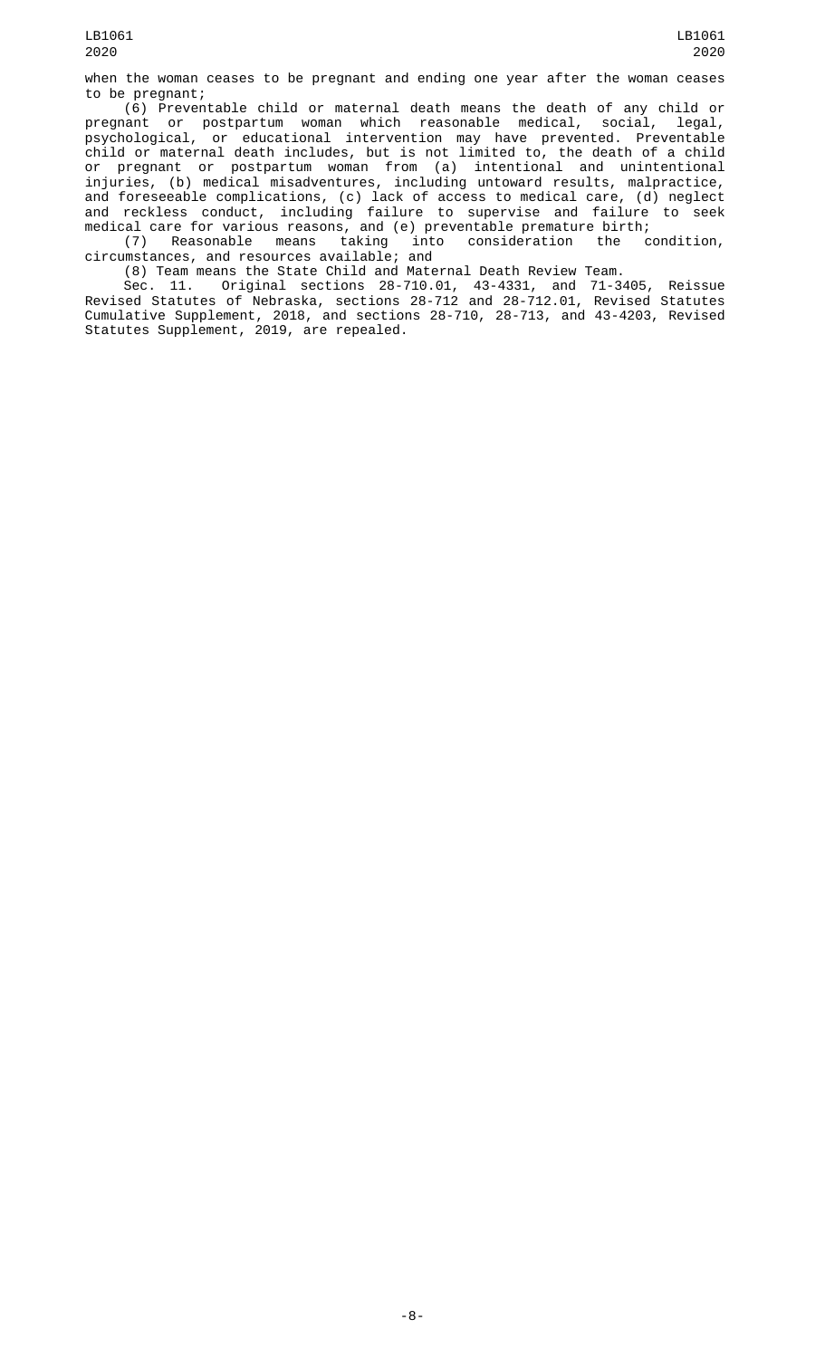when the woman ceases to be pregnant and ending one year after the woman ceases to be pregnant;

(6) Preventable child or maternal death means the death of any child or pregnant or postpartum woman which reasonable medical, social, legal, psychological, or educational intervention may have prevented. Preventable child or maternal death includes, but is not limited to, the death of a child or pregnant or postpartum woman from (a) intentional and unintentional injuries, (b) medical misadventures, including untoward results, malpractice, and foreseeable complications, (c) lack of access to medical care, (d) neglect and reckless conduct, including failure to supervise and failure to seek medical care for various reasons, and (e) preventable premature birth;

(7) Reasonable means taking into consideration the condition, circumstances, and resources available; and

(8) Team means the State Child and Maternal Death Review Team.

Sec. 11. Original sections 28-710.01, 43-4331, and 71-3405, Reissue Revised Statutes of Nebraska, sections 28-712 and 28-712.01, Revised Statutes Cumulative Supplement, 2018, and sections 28-710, 28-713, and 43-4203, Revised Statutes Supplement, 2019, are repealed.